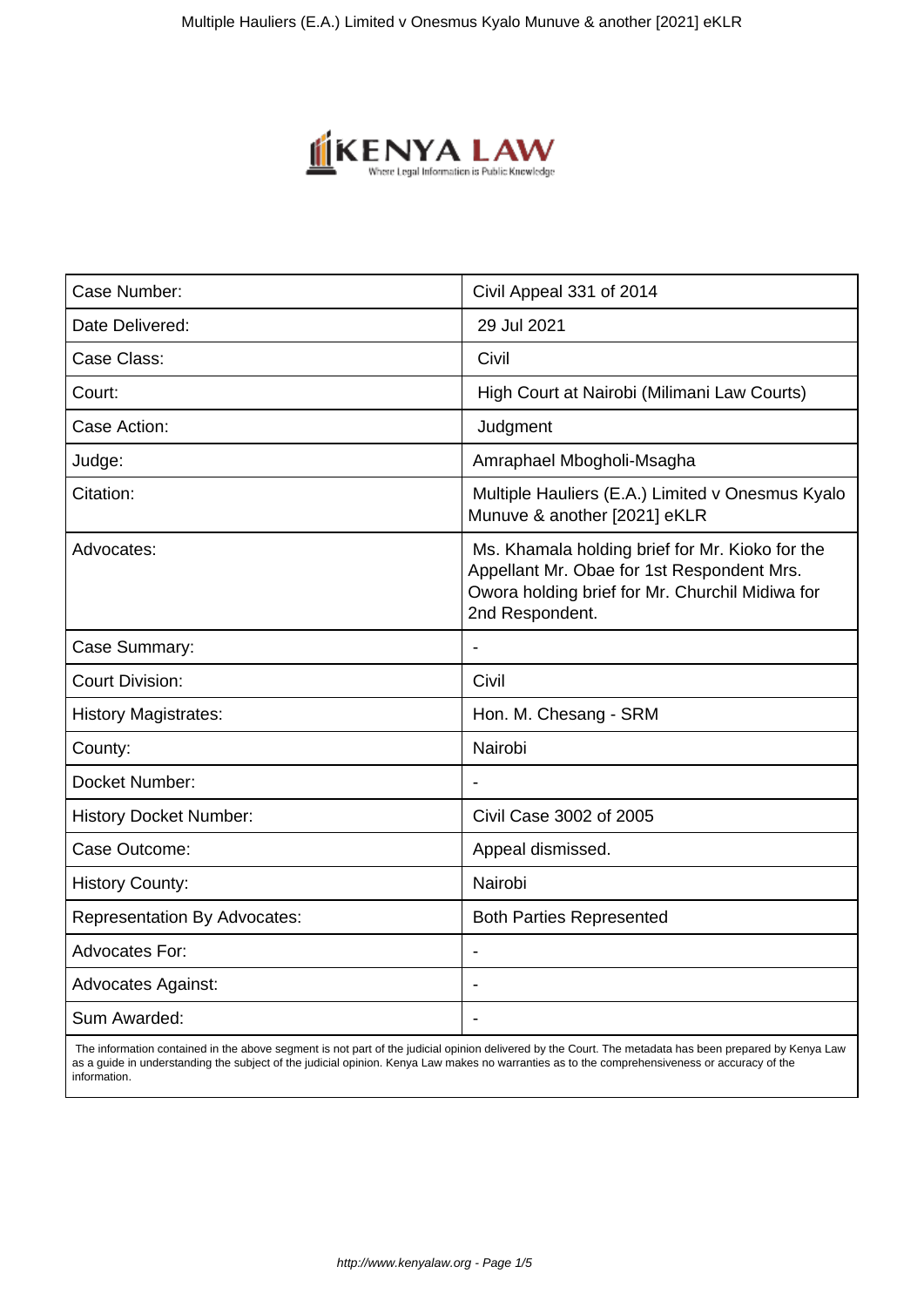| Case Number: | Civil Appeal 331 of 2014 |
|---|---|
| Date Delivered: | 29 Jul 2021 |
| Case Class: | Civil |
| Court: | High Court at Nairobi (Milimani Law Courts) |
| Case Action: | Judgment |
| Judge: | Amraphael Mbogholi-Msagha |
| Citation: | Multiple Hauliers (E.A.) Limited v Onesmus Kyalo Munuve & another [2021] eKLR |
| Advocates: | Ms. Khamala holding brief for Mr. Kioko for the Appellant Mr. Obae for 1st Respondent Mrs. Owora holding brief for Mr. Churchil Midiwa for 2nd Respondent. |
| Case Summary: | - |
| Court Division: | Civil |
| History Magistrates: | Hon. M. Chesang - SRM |
| County: | Nairobi |
| Docket Number: | - |
| History Docket Number: | Civil Case 3002 of 2005 |
| Case Outcome: | Appeal dismissed. |
| History County: | Nairobi |
| Representation By Advocates: | Both Parties Represented |
| Advocates For: | - |
| Advocates Against: | - |
| Sum Awarded: | - |

The information contained in the above segment is not part of the judicial opinion delivered by the Court. The metadata has been prepared by Kenya Law as a guide in understanding the subject of the judicial opinion. Kenya Law makes no warranties as to the comprehensiveness or accuracy of the information.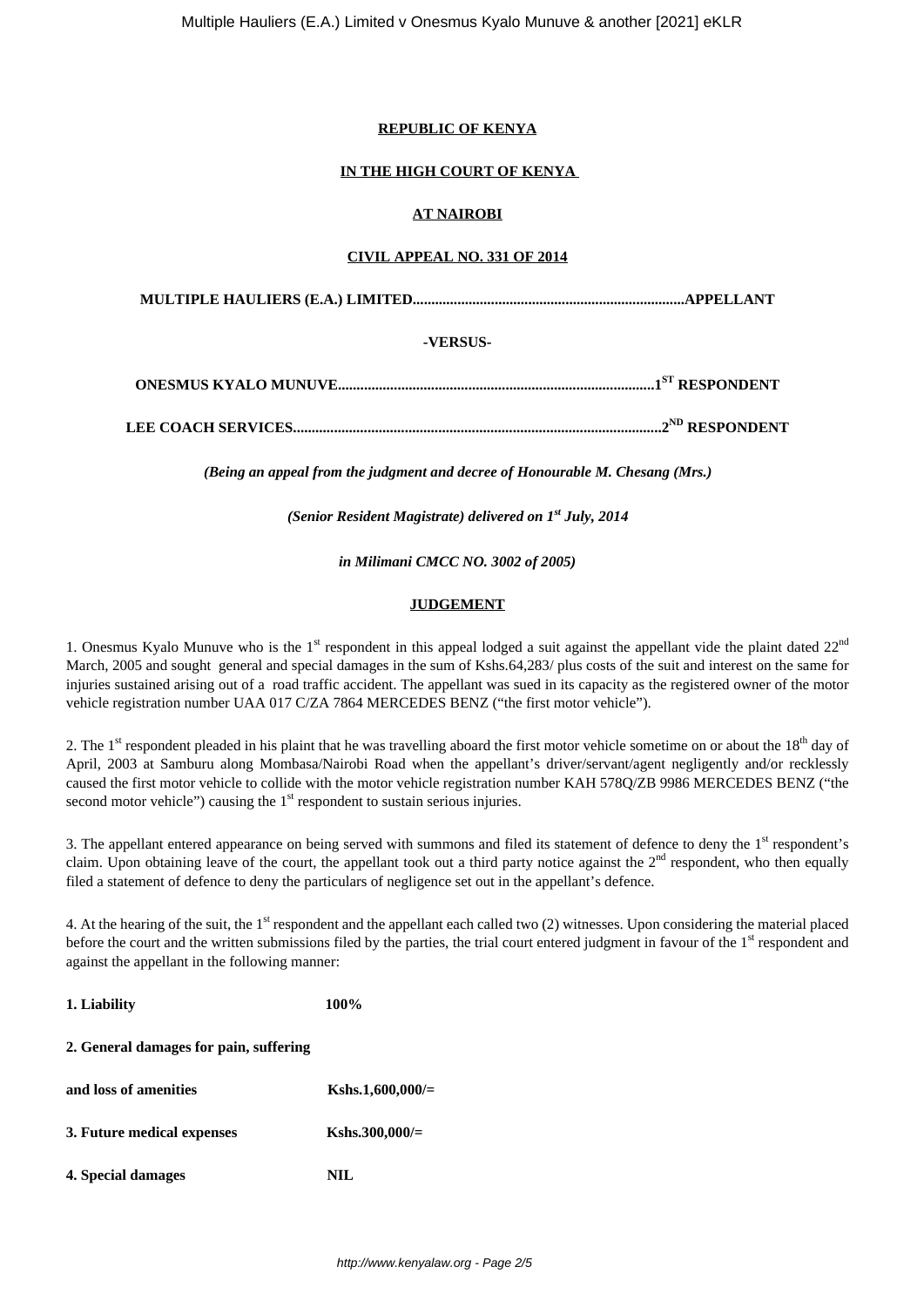**REPUBLIC OF KENYA**

**IN THE HIGH COURT OF KENYA**

**AT NAIROBI**

**CIVIL APPEAL NO. 331 OF 2014**

**MULTIPLE HAULIERS (E.A.) LIMITED.........................................................................APPELLANT**

**-VERSUS-**

**ONESMUS KYALO MUNUVE....................................................................................1ST RESPONDENT**

**LEE COACH SERVICES..................................................................................................2ND RESPONDENT**

***(Being an appeal from the judgment and decree of Honourable M. Chesang (Mrs.)***

***(Senior Resident Magistrate) delivered on 1st July, 2014***

***in Milimani CMCC NO. 3002 of 2005)***

**JUDGEMENT**

1. Onesmus Kyalo Munuve who is the 1st respondent in this appeal lodged a suit against the appellant vide the plaint dated 22nd March, 2005 and sought general and special damages in the sum of Kshs.64,283/ plus costs of the suit and interest on the same for injuries sustained arising out of a road traffic accident. The appellant was sued in its capacity as the registered owner of the motor vehicle registration number UAA 017 C/ZA 7864 MERCEDES BENZ ("the first motor vehicle").

2. The 1st respondent pleaded in his plaint that he was travelling aboard the first motor vehicle sometime on or about the 18th day of April, 2003 at Samburu along Mombasa/Nairobi Road when the appellant's driver/servant/agent negligently and/or recklessly caused the first motor vehicle to collide with the motor vehicle registration number KAH 578Q/ZB 9986 MERCEDES BENZ ("the second motor vehicle") causing the 1st respondent to sustain serious injuries.

3. The appellant entered appearance on being served with summons and filed its statement of defence to deny the 1st respondent's claim. Upon obtaining leave of the court, the appellant took out a third party notice against the 2nd respondent, who then equally filed a statement of defence to deny the particulars of negligence set out in the appellant's defence.

4. At the hearing of the suit, the 1st respondent and the appellant each called two (2) witnesses. Upon considering the material placed before the court and the written submissions filed by the parties, the trial court entered judgment in favour of the 1st respondent and against the appellant in the following manner:

**1. Liability** **100%**

**2. General damages for pain, suffering and loss of amenities** **Kshs.1,600,000/=**

**3. Future medical expenses** **Kshs.300,000/=**

**4. Special damages** **NIL**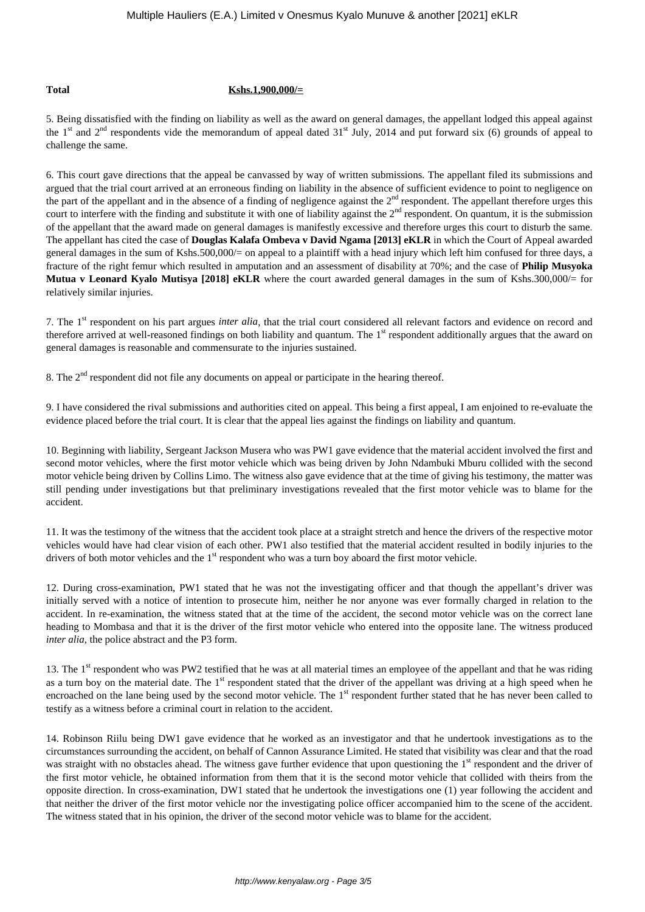| **Total** | **Kshs.1,900,000/=** |
|---|---|

5. Being dissatisfied with the finding on liability as well as the award on general damages, the appellant lodged this appeal against the 1st and 2nd respondents vide the memorandum of appeal dated 31st July, 2014 and put forward six (6) grounds of appeal to challenge the same.

6. This court gave directions that the appeal be canvassed by way of written submissions. The appellant filed its submissions and argued that the trial court arrived at an erroneous finding on liability in the absence of sufficient evidence to point to negligence on the part of the appellant and in the absence of a finding of negligence against the 2nd respondent. The appellant therefore urges this court to interfere with the finding and substitute it with one of liability against the 2nd respondent. On quantum, it is the submission of the appellant that the award made on general damages is manifestly excessive and therefore urges this court to disturb the same. The appellant has cited the case of **Douglas Kalafa Ombeva v David Ngama [2013] eKLR** in which the Court of Appeal awarded general damages in the sum of Kshs.500,000/= on appeal to a plaintiff with a head injury which left him confused for three days, a fracture of the right femur which resulted in amputation and an assessment of disability at 70%; and the case of **Philip Musyoka Mutua v Leonard Kyalo Mutisya [2018] eKLR** where the court awarded general damages in the sum of Kshs.300,000/= for relatively similar injuries.

7. The 1st respondent on his part argues *inter alia*, that the trial court considered all relevant factors and evidence on record and therefore arrived at well-reasoned findings on both liability and quantum. The 1st respondent additionally argues that the award on general damages is reasonable and commensurate to the injuries sustained.

8. The 2nd respondent did not file any documents on appeal or participate in the hearing thereof.

9. I have considered the rival submissions and authorities cited on appeal. This being a first appeal, I am enjoined to re-evaluate the evidence placed before the trial court. It is clear that the appeal lies against the findings on liability and quantum.

10. Beginning with liability, Sergeant Jackson Musera who was PW1 gave evidence that the material accident involved the first and second motor vehicles, where the first motor vehicle which was being driven by John Ndambuki Mburu collided with the second motor vehicle being driven by Collins Limo. The witness also gave evidence that at the time of giving his testimony, the matter was still pending under investigations but that preliminary investigations revealed that the first motor vehicle was to blame for the accident.

11. It was the testimony of the witness that the accident took place at a straight stretch and hence the drivers of the respective motor vehicles would have had clear vision of each other. PW1 also testified that the material accident resulted in bodily injuries to the drivers of both motor vehicles and the 1st respondent who was a turn boy aboard the first motor vehicle.

12. During cross-examination, PW1 stated that he was not the investigating officer and that though the appellant's driver was initially served with a notice of intention to prosecute him, neither he nor anyone was ever formally charged in relation to the accident. In re-examination, the witness stated that at the time of the accident, the second motor vehicle was on the correct lane heading to Mombasa and that it is the driver of the first motor vehicle who entered into the opposite lane. The witness produced *inter alia*, the police abstract and the P3 form.

13. The 1st respondent who was PW2 testified that he was at all material times an employee of the appellant and that he was riding as a turn boy on the material date. The 1st respondent stated that the driver of the appellant was driving at a high speed when he encroached on the lane being used by the second motor vehicle. The 1st respondent further stated that he has never been called to testify as a witness before a criminal court in relation to the accident.

14. Robinson Riilu being DW1 gave evidence that he worked as an investigator and that he undertook investigations as to the circumstances surrounding the accident, on behalf of Cannon Assurance Limited. He stated that visibility was clear and that the road was straight with no obstacles ahead. The witness gave further evidence that upon questioning the 1st respondent and the driver of the first motor vehicle, he obtained information from them that it is the second motor vehicle that collided with theirs from the opposite direction. In cross-examination, DW1 stated that he undertook the investigations one (1) year following the accident and that neither the driver of the first motor vehicle nor the investigating police officer accompanied him to the scene of the accident. The witness stated that in his opinion, the driver of the second motor vehicle was to blame for the accident.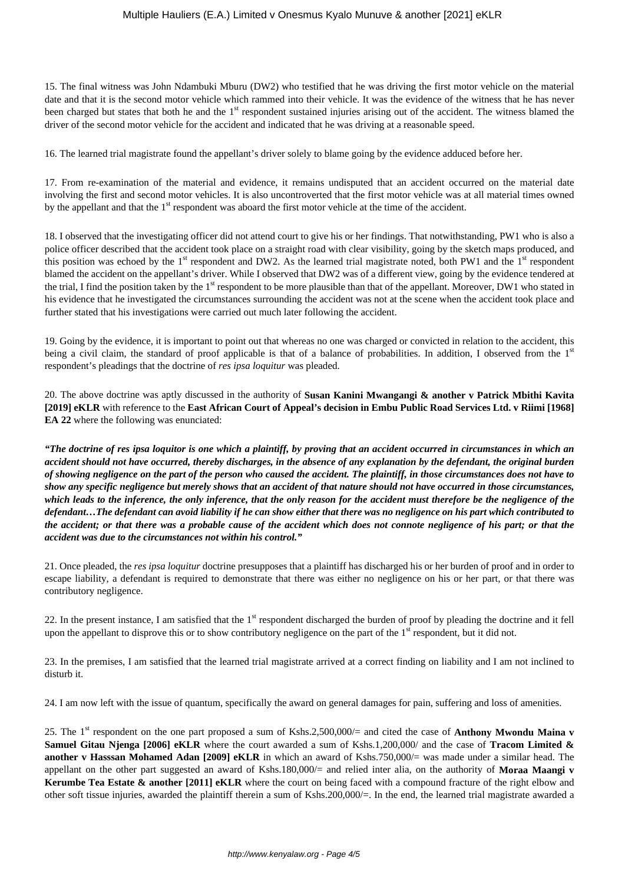15. The final witness was John Ndambuki Mburu (DW2) who testified that he was driving the first motor vehicle on the material date and that it is the second motor vehicle which rammed into their vehicle. It was the evidence of the witness that he has never been charged but states that both he and the 1st respondent sustained injuries arising out of the accident. The witness blamed the driver of the second motor vehicle for the accident and indicated that he was driving at a reasonable speed.

16. The learned trial magistrate found the appellant's driver solely to blame going by the evidence adduced before her.

17. From re-examination of the material and evidence, it remains undisputed that an accident occurred on the material date involving the first and second motor vehicles. It is also uncontroverted that the first motor vehicle was at all material times owned by the appellant and that the 1st respondent was aboard the first motor vehicle at the time of the accident.

18. I observed that the investigating officer did not attend court to give his or her findings. That notwithstanding, PW1 who is also a police officer described that the accident took place on a straight road with clear visibility, going by the sketch maps produced, and this position was echoed by the 1st respondent and DW2. As the learned trial magistrate noted, both PW1 and the 1st respondent blamed the accident on the appellant's driver. While I observed that DW2 was of a different view, going by the evidence tendered at the trial, I find the position taken by the 1st respondent to be more plausible than that of the appellant. Moreover, DW1 who stated in his evidence that he investigated the circumstances surrounding the accident was not at the scene when the accident took place and further stated that his investigations were carried out much later following the accident.

19. Going by the evidence, it is important to point out that whereas no one was charged or convicted in relation to the accident, this being a civil claim, the standard of proof applicable is that of a balance of probabilities. In addition, I observed from the 1st respondent's pleadings that the doctrine of *res ipsa loquitur* was pleaded.

20. The above doctrine was aptly discussed in the authority of **Susan Kanini Mwangangi & another v Patrick Mbithi Kavita [2019] eKLR** with reference to the **East African Court of Appeal's decision in Embu Public Road Services Ltd. v Riimi [1968] EA 22** where the following was enunciated:

***"The doctrine of res ipsa loquitor is one which a plaintiff, by proving that an accident occurred in circumstances in which an accident should not have occurred, thereby discharges, in the absence of any explanation by the defendant, the original burden of showing negligence on the part of the person who caused the accident. The plaintiff, in those circumstances does not have to show any specific negligence but merely shows that an accident of that nature should not have occurred in those circumstances, which leads to the inference, the only inference, that the only reason for the accident must therefore be the negligence of the defendant…The defendant can avoid liability if he can show either that there was no negligence on his part which contributed to the accident; or that there was a probable cause of the accident which does not connote negligence of his part; or that the accident was due to the circumstances not within his control."***

21. Once pleaded, the *res ipsa loquitur* doctrine presupposes that a plaintiff has discharged his or her burden of proof and in order to escape liability, a defendant is required to demonstrate that there was either no negligence on his or her part, or that there was contributory negligence.

22. In the present instance, I am satisfied that the 1st respondent discharged the burden of proof by pleading the doctrine and it fell upon the appellant to disprove this or to show contributory negligence on the part of the 1st respondent, but it did not.

23. In the premises, I am satisfied that the learned trial magistrate arrived at a correct finding on liability and I am not inclined to disturb it.

24. I am now left with the issue of quantum, specifically the award on general damages for pain, suffering and loss of amenities.

25. The 1st respondent on the one part proposed a sum of Kshs.2,500,000/= and cited the case of **Anthony Mwondu Maina v Samuel Gitau Njenga [2006] eKLR** where the court awarded a sum of Kshs.1,200,000/ and the case of **Tracom Limited & another v Hasssan Mohamed Adan [2009] eKLR** in which an award of Kshs.750,000/= was made under a similar head. The appellant on the other part suggested an award of Kshs.180,000/= and relied inter alia, on the authority of **Moraa Maangi v Kerumbe Tea Estate & another [2011] eKLR** where the court on being faced with a compound fracture of the right elbow and other soft tissue injuries, awarded the plaintiff therein a sum of Kshs.200,000/=. In the end, the learned trial magistrate awarded a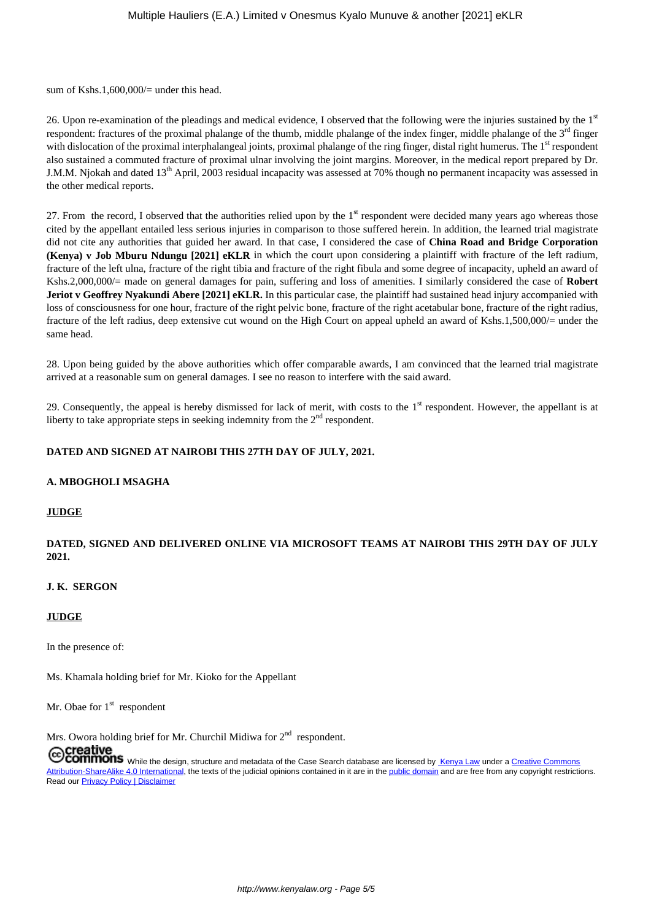sum of Kshs.1,600,000/= under this head.

26. Upon re-examination of the pleadings and medical evidence, I observed that the following were the injuries sustained by the 1st respondent: fractures of the proximal phalange of the thumb, middle phalange of the index finger, middle phalange of the 3rd finger with dislocation of the proximal interphalangeal joints, proximal phalange of the ring finger, distal right humerus. The 1st respondent also sustained a commuted fracture of proximal ulnar involving the joint margins. Moreover, in the medical report prepared by Dr. J.M.M. Njokah and dated 13th April, 2003 residual incapacity was assessed at 70% though no permanent incapacity was assessed in the other medical reports.

27. From the record, I observed that the authorities relied upon by the 1st respondent were decided many years ago whereas those cited by the appellant entailed less serious injuries in comparison to those suffered herein. In addition, the learned trial magistrate did not cite any authorities that guided her award. In that case, I considered the case of **China Road and Bridge Corporation (Kenya) v Job Mburu Ndungu [2021] eKLR** in which the court upon considering a plaintiff with fracture of the left radium, fracture of the left ulna, fracture of the right tibia and fracture of the right fibula and some degree of incapacity, upheld an award of Kshs.2,000,000/= made on general damages for pain, suffering and loss of amenities. I similarly considered the case of **Robert Jeriot v Geoffrey Nyakundi Abere [2021] eKLR.** In this particular case, the plaintiff had sustained head injury accompanied with loss of consciousness for one hour, fracture of the right pelvic bone, fracture of the right acetabular bone, fracture of the right radius, fracture of the left radius, deep extensive cut wound on the High Court on appeal upheld an award of Kshs.1,500,000/= under the same head.

28. Upon being guided by the above authorities which offer comparable awards, I am convinced that the learned trial magistrate arrived at a reasonable sum on general damages. I see no reason to interfere with the said award.

29. Consequently, the appeal is hereby dismissed for lack of merit, with costs to the 1st respondent. However, the appellant is at liberty to take appropriate steps in seeking indemnity from the 2nd respondent.

**DATED AND SIGNED AT NAIROBI THIS 27TH DAY OF JULY, 2021.**

**A. MBOGHOLI MSAGHA**

**JUDGE**

**DATED, SIGNED AND DELIVERED ONLINE VIA MICROSOFT TEAMS AT NAIROBI THIS 29TH DAY OF JULY 2021.**

**J. K. SERGON**

**JUDGE**

In the presence of:

Ms. Khamala holding brief for Mr. Kioko for the Appellant

Mr. Obae for 1st respondent

Mrs. Owora holding brief for Mr. Churchil Midiwa for 2nd respondent.

While the design, structure and metadata of the Case Search database are licensed by Kenya Law under a Creative Commons Attribution-ShareAlike 4.0 International, the texts of the judicial opinions contained in it are in the public domain and are free from any copyright restrictions. Read our Privacy Policy | Disclaimer